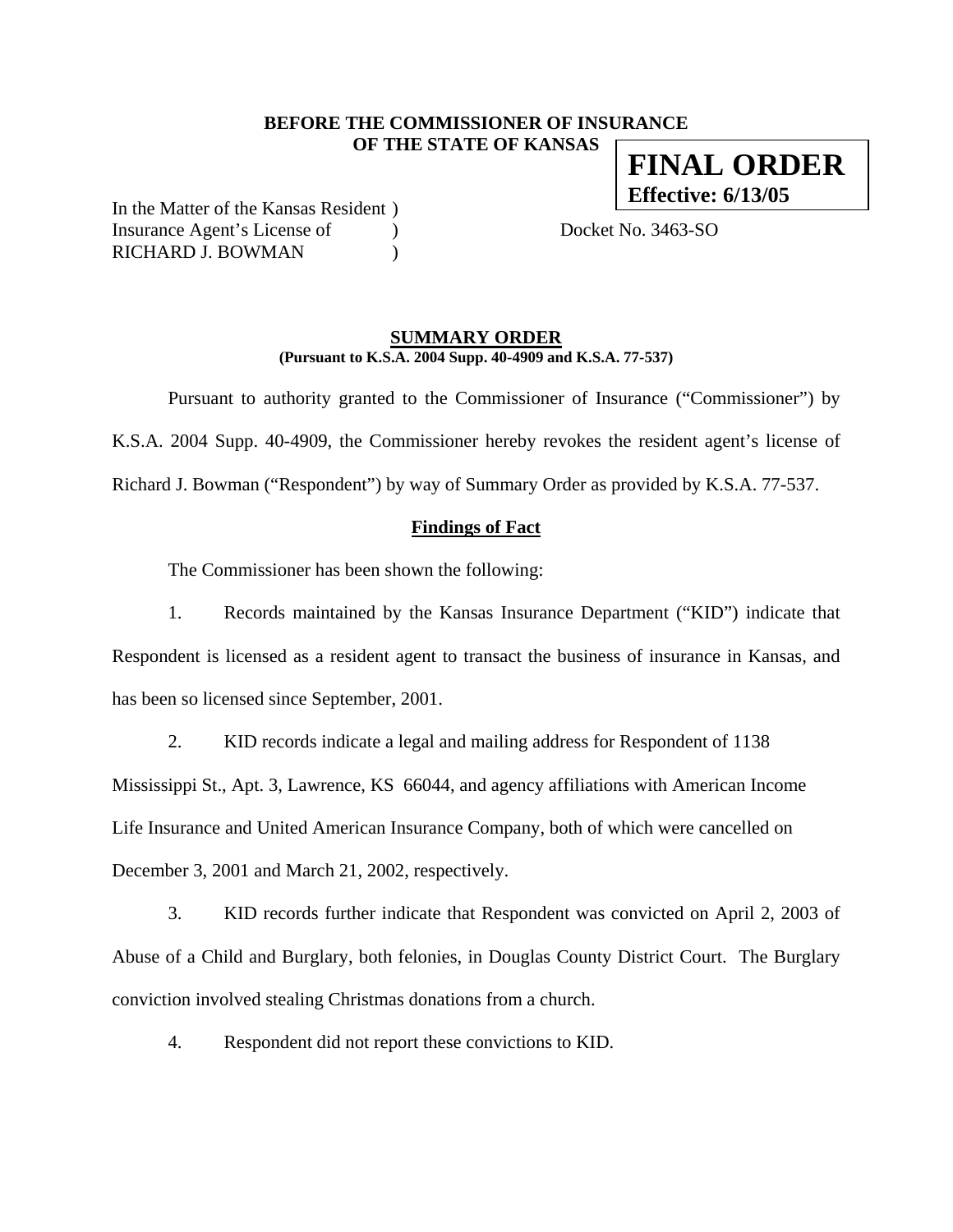**BEFORE THE COMMISSIONER OF INSURANCE**
**OF THE STATE OF KANSAS**

**FINAL ORDER**
**Effective: 6/13/05**

In the Matter of the Kansas Resident )
Insurance Agent's License of )
RICHARD J. BOWMAN )

Docket No. 3463-SO

**SUMMARY ORDER**
**(Pursuant to K.S.A. 2004 Supp. 40-4909 and K.S.A. 77-537)**

Pursuant to authority granted to the Commissioner of Insurance ("Commissioner") by K.S.A. 2004 Supp. 40-4909, the Commissioner hereby revokes the resident agent's license of Richard J. Bowman ("Respondent") by way of Summary Order as provided by K.S.A. 77-537.

**Findings of Fact**

The Commissioner has been shown the following:

1. Records maintained by the Kansas Insurance Department ("KID") indicate that Respondent is licensed as a resident agent to transact the business of insurance in Kansas, and has been so licensed since September, 2001.

2. KID records indicate a legal and mailing address for Respondent of 1138 Mississippi St., Apt. 3, Lawrence, KS 66044, and agency affiliations with American Income Life Insurance and United American Insurance Company, both of which were cancelled on December 3, 2001 and March 21, 2002, respectively.

3. KID records further indicate that Respondent was convicted on April 2, 2003 of Abuse of a Child and Burglary, both felonies, in Douglas County District Court. The Burglary conviction involved stealing Christmas donations from a church.

4. Respondent did not report these convictions to KID.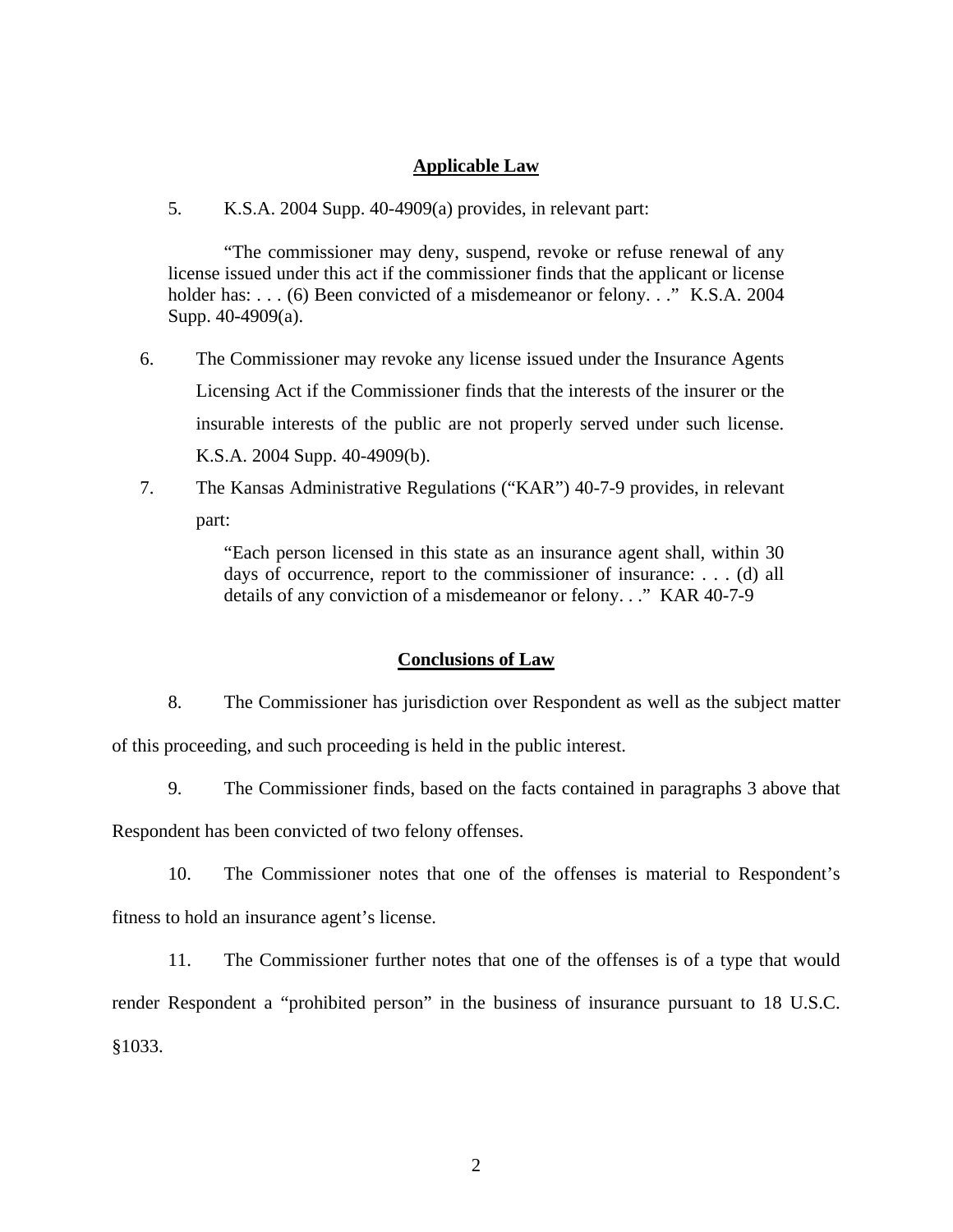## Applicable Law

5. K.S.A. 2004 Supp. 40-4909(a) provides, in relevant part:

> "The commissioner may deny, suspend, revoke or refuse renewal of any license issued under this act if the commissioner finds that the applicant or license holder has: . . . (6) Been convicted of a misdemeanor or felony. . ." K.S.A. 2004 Supp. 40-4909(a).

6. The Commissioner may revoke any license issued under the Insurance Agents Licensing Act if the Commissioner finds that the interests of the insurer or the insurable interests of the public are not properly served under such license. K.S.A. 2004 Supp. 40-4909(b).

7. The Kansas Administrative Regulations ("KAR") 40-7-9 provides, in relevant part:

> "Each person licensed in this state as an insurance agent shall, within 30 days of occurrence, report to the commissioner of insurance: . . . (d) all details of any conviction of a misdemeanor or felony. . ." KAR 40-7-9

## Conclusions of Law

8. The Commissioner has jurisdiction over Respondent as well as the subject matter of this proceeding, and such proceeding is held in the public interest.

9. The Commissioner finds, based on the facts contained in paragraphs 3 above that Respondent has been convicted of two felony offenses.

10. The Commissioner notes that one of the offenses is material to Respondent's fitness to hold an insurance agent's license.

11. The Commissioner further notes that one of the offenses is of a type that would render Respondent a "prohibited person" in the business of insurance pursuant to 18 U.S.C. §1033.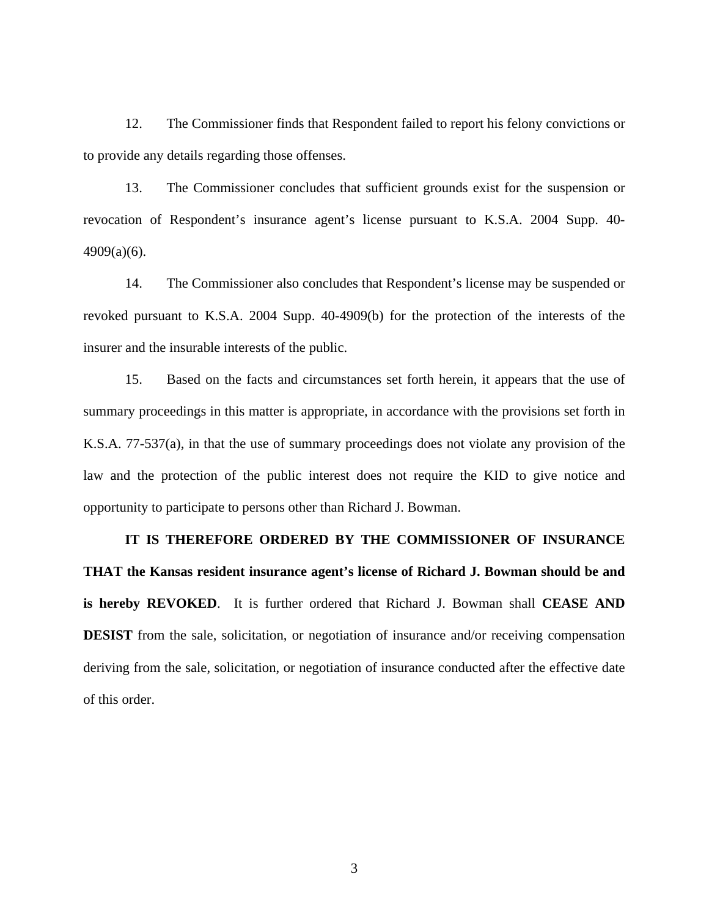12. The Commissioner finds that Respondent failed to report his felony convictions or to provide any details regarding those offenses.

13. The Commissioner concludes that sufficient grounds exist for the suspension or revocation of Respondent's insurance agent's license pursuant to K.S.A. 2004 Supp. 40-4909(a)(6).

14. The Commissioner also concludes that Respondent's license may be suspended or revoked pursuant to K.S.A. 2004 Supp. 40-4909(b) for the protection of the interests of the insurer and the insurable interests of the public.

15. Based on the facts and circumstances set forth herein, it appears that the use of summary proceedings in this matter is appropriate, in accordance with the provisions set forth in K.S.A. 77-537(a), in that the use of summary proceedings does not violate any provision of the law and the protection of the public interest does not require the KID to give notice and opportunity to participate to persons other than Richard J. Bowman.

**IT IS THEREFORE ORDERED BY THE COMMISSIONER OF INSURANCE THAT the Kansas resident insurance agent's license of Richard J. Bowman should be and is hereby REVOKED**. It is further ordered that Richard J. Bowman shall **CEASE AND DESIST** from the sale, solicitation, or negotiation of insurance and/or receiving compensation deriving from the sale, solicitation, or negotiation of insurance conducted after the effective date of this order.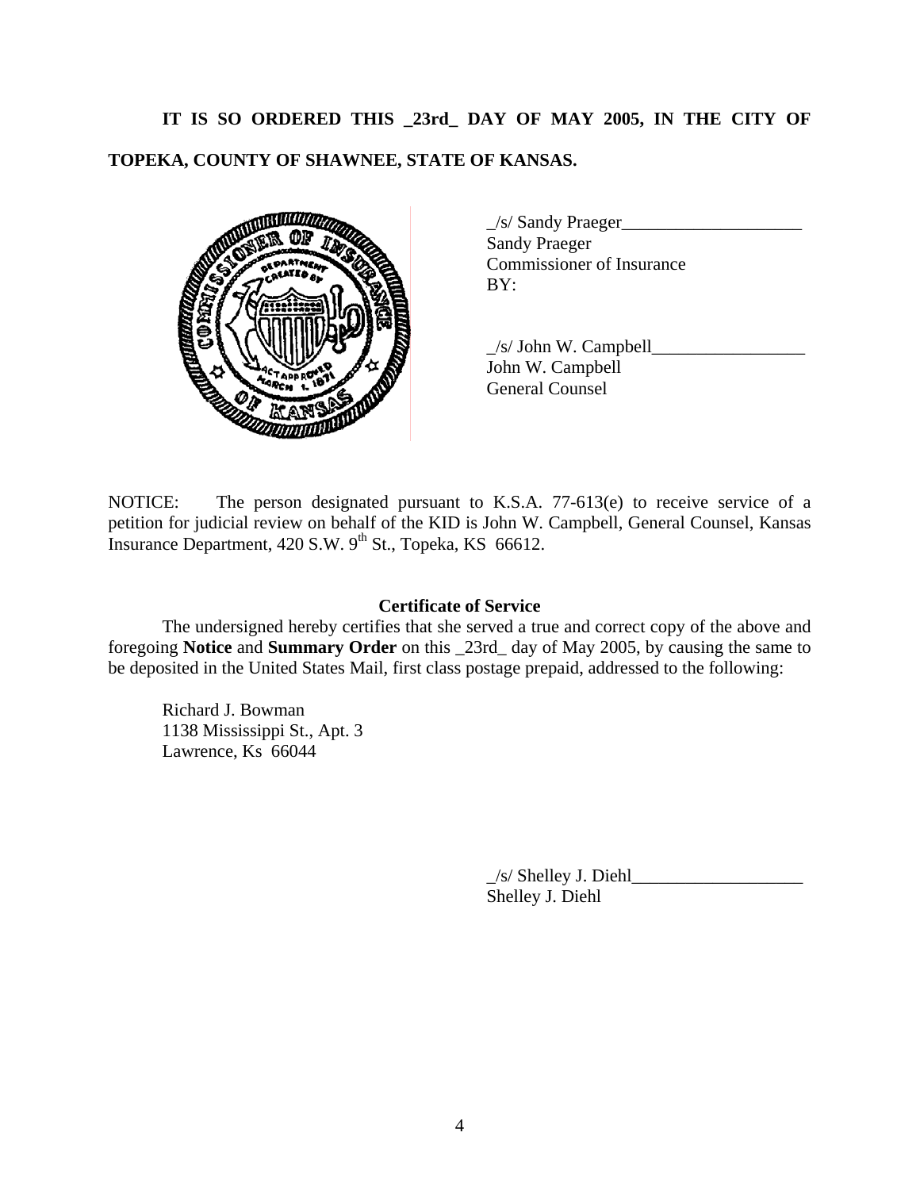**IT IS SO ORDERED THIS _23rd_ DAY OF MAY 2005, IN THE CITY OF TOPEKA, COUNTY OF SHAWNEE, STATE OF KANSAS.**

_/s/ Sandy Praeger____________________
Sandy Praeger
Commissioner of Insurance
BY:

_/s/ John W. Campbell_________________
John W. Campbell
General Counsel

NOTICE: The person designated pursuant to K.S.A. 77-613(e) to receive service of a petition for judicial review on behalf of the KID is John W. Campbell, General Counsel, Kansas Insurance Department, 420 S.W. 9th St., Topeka, KS 66612.

**Certificate of Service**

The undersigned hereby certifies that she served a true and correct copy of the above and foregoing **Notice** and **Summary Order** on this _23rd_ day of May 2005, by causing the same to be deposited in the United States Mail, first class postage prepaid, addressed to the following:

Richard J. Bowman
1138 Mississippi St., Apt. 3
Lawrence, Ks 66044

_/s/ Shelley J. Diehl___________________
Shelley J. Diehl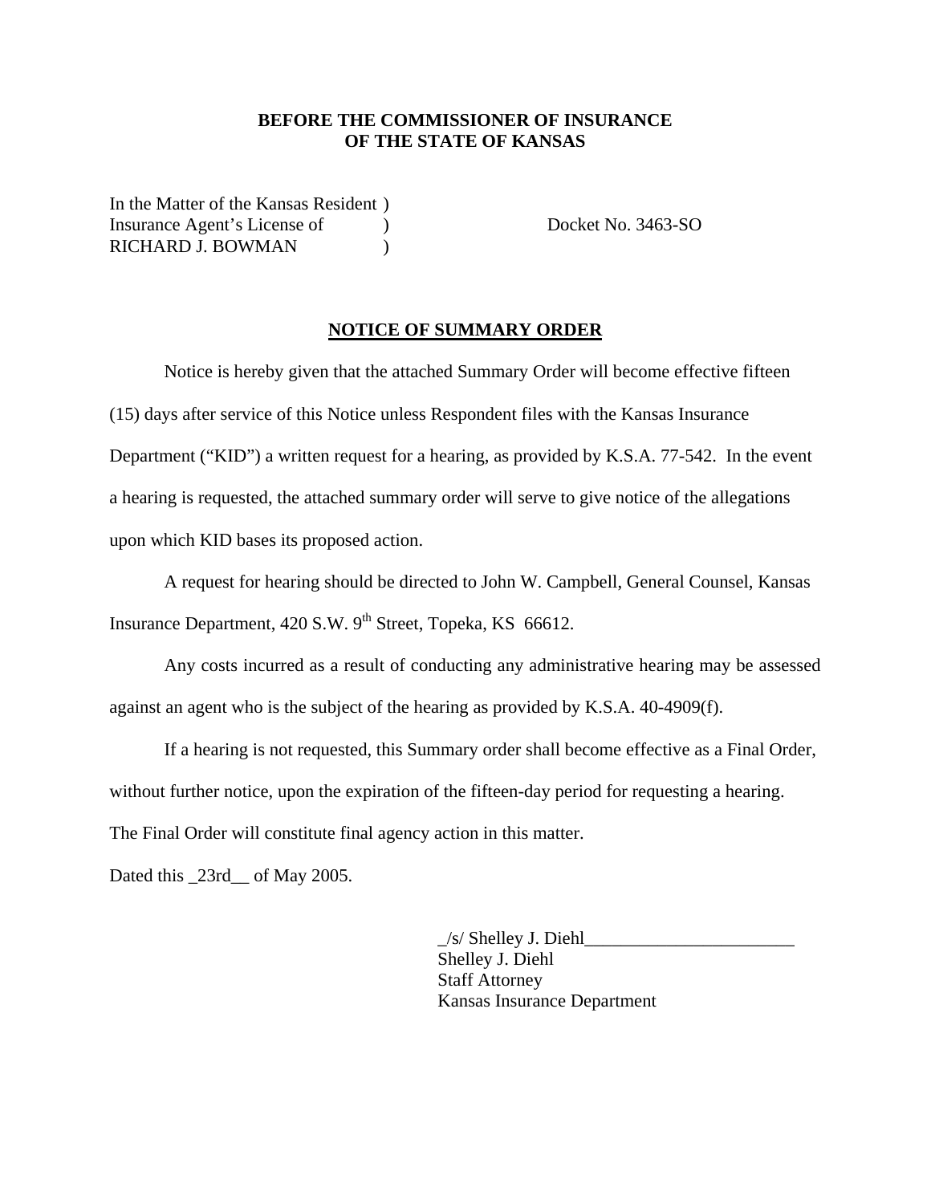**BEFORE THE COMMISSIONER OF INSURANCE**
**OF THE STATE OF KANSAS**

In the Matter of the Kansas Resident )
Insurance Agent's License of )                    Docket No. 3463-SO
RICHARD J. BOWMAN )

**NOTICE OF SUMMARY ORDER**

Notice is hereby given that the attached Summary Order will become effective fifteen (15) days after service of this Notice unless Respondent files with the Kansas Insurance Department ("KID") a written request for a hearing, as provided by K.S.A. 77-542. In the event a hearing is requested, the attached summary order will serve to give notice of the allegations upon which KID bases its proposed action.

A request for hearing should be directed to John W. Campbell, General Counsel, Kansas Insurance Department, 420 S.W. 9th Street, Topeka, KS 66612.

Any costs incurred as a result of conducting any administrative hearing may be assessed against an agent who is the subject of the hearing as provided by K.S.A. 40-4909(f).

If a hearing is not requested, this Summary order shall become effective as a Final Order, without further notice, upon the expiration of the fifteen-day period for requesting a hearing. The Final Order will constitute final agency action in this matter.

Dated this _23rd__ of May 2005.

_/s/ Shelley J. Diehl________________________
Shelley J. Diehl
Staff Attorney
Kansas Insurance Department